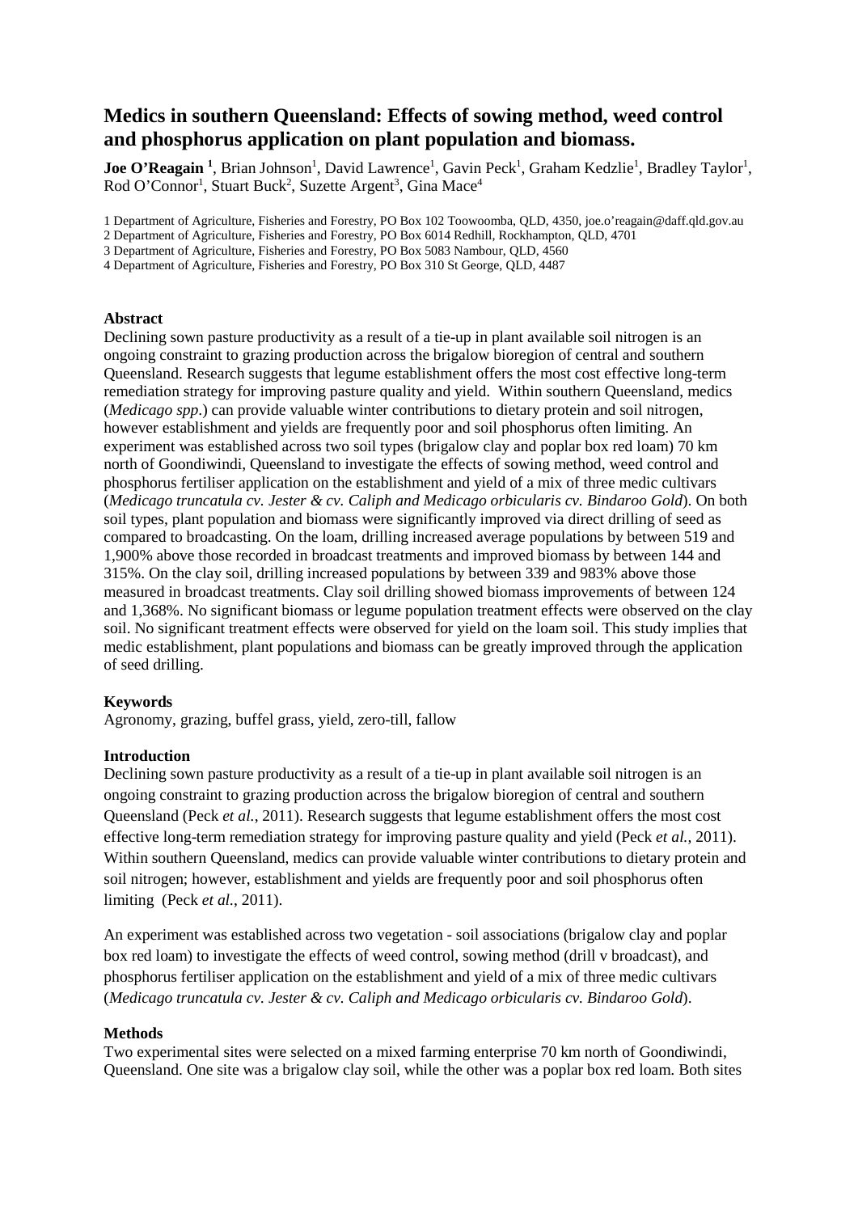# Medics in southern Queensland: Effects of sowing method, weed control and phosphorus application on plant population and biomass.

**Joe O'Reagain** [1], Brian Johnson[1], David Lawrence[1], Gavin Peck[1], Graham Kedzlie[1], Bradley Taylor[1], Rod O'Connor[1], Stuart Buck[2], Suzette Argent[3], Gina Mace[4]

1 Department of Agriculture, Fisheries and Forestry, PO Box 102 Toowoomba, QLD, 4350, joe.o'reagain@daff.qld.gov.au
2 Department of Agriculture, Fisheries and Forestry, PO Box 6014 Redhill, Rockhampton, QLD, 4701
3 Department of Agriculture, Fisheries and Forestry, PO Box 5083 Nambour, QLD, 4560
4 Department of Agriculture, Fisheries and Forestry, PO Box 310 St George, QLD, 4487

**Abstract**

Declining sown pasture productivity as a result of a tie-up in plant available soil nitrogen is an ongoing constraint to grazing production across the brigalow bioregion of central and southern Queensland. Research suggests that legume establishment offers the most cost effective long-term remediation strategy for improving pasture quality and yield. Within southern Queensland, medics (*Medicago spp*.) can provide valuable winter contributions to dietary protein and soil nitrogen, however establishment and yields are frequently poor and soil phosphorus often limiting. An experiment was established across two soil types (brigalow clay and poplar box red loam) 70 km north of Goondiwindi, Queensland to investigate the effects of sowing method, weed control and phosphorus fertiliser application on the establishment and yield of a mix of three medic cultivars (*Medicago truncatula cv. Jester & cv. Caliph and Medicago orbicularis cv. Bindaroo Gold*). On both soil types, plant population and biomass were significantly improved via direct drilling of seed as compared to broadcasting. On the loam, drilling increased average populations by between 519 and 1,900% above those recorded in broadcast treatments and improved biomass by between 144 and 315%. On the clay soil, drilling increased populations by between 339 and 983% above those measured in broadcast treatments. Clay soil drilling showed biomass improvements of between 124 and 1,368%. No significant biomass or legume population treatment effects were observed on the clay soil. No significant treatment effects were observed for yield on the loam soil. This study implies that medic establishment, plant populations and biomass can be greatly improved through the application of seed drilling.

**Keywords**

Agronomy, grazing, buffel grass, yield, zero-till, fallow

**Introduction**

Declining sown pasture productivity as a result of a tie-up in plant available soil nitrogen is an ongoing constraint to grazing production across the brigalow bioregion of central and southern Queensland (Peck *et al.*, 2011). Research suggests that legume establishment offers the most cost effective long-term remediation strategy for improving pasture quality and yield (Peck *et al.*, 2011). Within southern Queensland, medics can provide valuable winter contributions to dietary protein and soil nitrogen; however, establishment and yields are frequently poor and soil phosphorus often limiting (Peck *et al.*, 2011).

An experiment was established across two vegetation - soil associations (brigalow clay and poplar box red loam) to investigate the effects of weed control, sowing method (drill v broadcast), and phosphorus fertiliser application on the establishment and yield of a mix of three medic cultivars (*Medicago truncatula cv. Jester & cv. Caliph and Medicago orbicularis cv. Bindaroo Gold*).

**Methods**

Two experimental sites were selected on a mixed farming enterprise 70 km north of Goondiwindi, Queensland. One site was a brigalow clay soil, while the other was a poplar box red loam. Both sites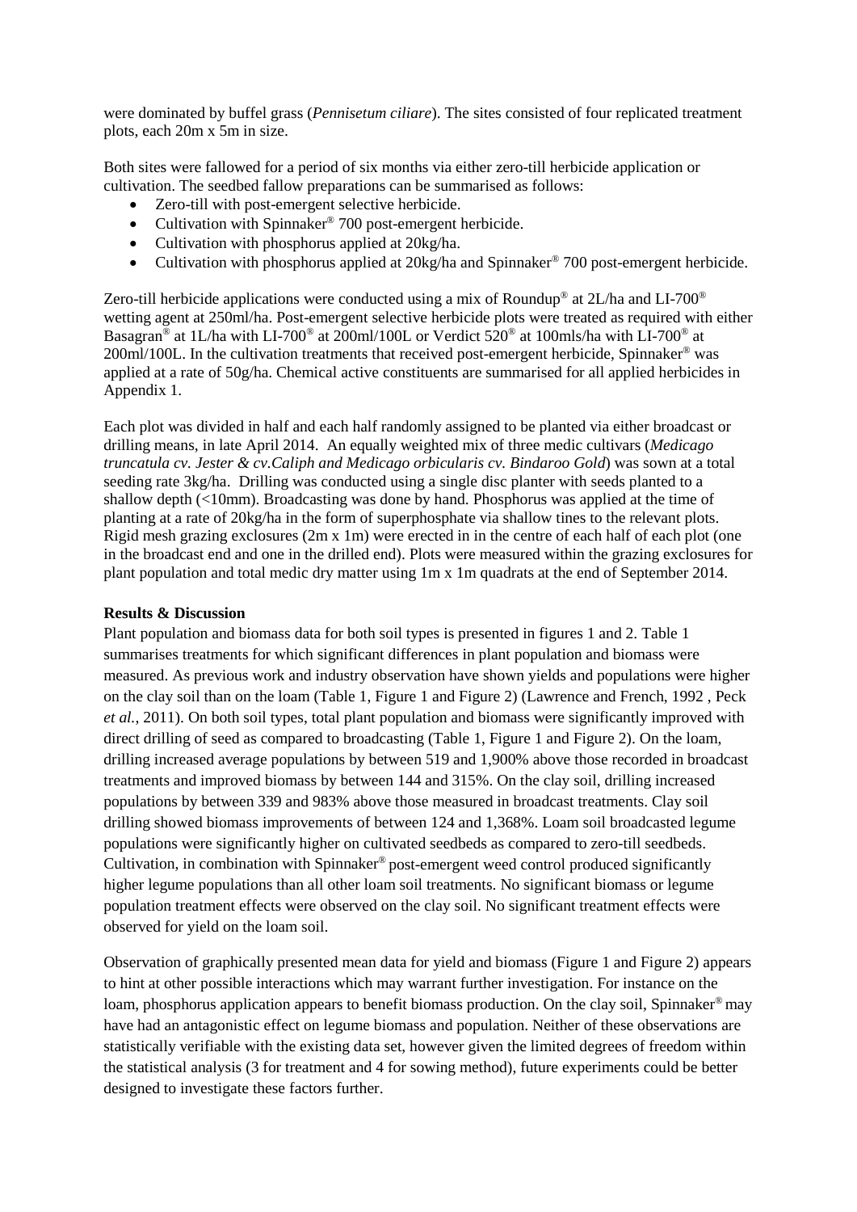were dominated by buffel grass (*Pennisetum ciliare*). The sites consisted of four replicated treatment plots, each 20m x 5m in size.

Both sites were fallowed for a period of six months via either zero-till herbicide application or cultivation. The seedbed fallow preparations can be summarised as follows:

- Zero-till with post-emergent selective herbicide.
- Cultivation with Spinnaker® 700 post-emergent herbicide.
- Cultivation with phosphorus applied at 20kg/ha.
- Cultivation with phosphorus applied at 20kg/ha and Spinnaker® 700 post-emergent herbicide.

Zero-till herbicide applications were conducted using a mix of Roundup® at 2L/ha and LI-700® wetting agent at 250ml/ha. Post-emergent selective herbicide plots were treated as required with either Basagran® at 1L/ha with LI-700® at 200ml/100L or Verdict 520® at 100mls/ha with LI-700® at 200ml/100L. In the cultivation treatments that received post-emergent herbicide, Spinnaker® was applied at a rate of 50g/ha. Chemical active constituents are summarised for all applied herbicides in Appendix 1.

Each plot was divided in half and each half randomly assigned to be planted via either broadcast or drilling means, in late April 2014. An equally weighted mix of three medic cultivars (*Medicago truncatula cv. Jester & cv.Caliph and Medicago orbicularis cv. Bindaroo Gold*) was sown at a total seeding rate 3kg/ha. Drilling was conducted using a single disc planter with seeds planted to a shallow depth (<10mm). Broadcasting was done by hand. Phosphorus was applied at the time of planting at a rate of 20kg/ha in the form of superphosphate via shallow tines to the relevant plots. Rigid mesh grazing exclosures (2m x 1m) were erected in in the centre of each half of each plot (one in the broadcast end and one in the drilled end). Plots were measured within the grazing exclosures for plant population and total medic dry matter using 1m x 1m quadrats at the end of September 2014.

**Results & Discussion**

Plant population and biomass data for both soil types is presented in figures 1 and 2. Table 1 summarises treatments for which significant differences in plant population and biomass were measured. As previous work and industry observation have shown yields and populations were higher on the clay soil than on the loam (Table 1, Figure 1 and Figure 2) (Lawrence and French, 1992 , Peck *et al.*, 2011). On both soil types, total plant population and biomass were significantly improved with direct drilling of seed as compared to broadcasting (Table 1, Figure 1 and Figure 2). On the loam, drilling increased average populations by between 519 and 1,900% above those recorded in broadcast treatments and improved biomass by between 144 and 315%. On the clay soil, drilling increased populations by between 339 and 983% above those measured in broadcast treatments. Clay soil drilling showed biomass improvements of between 124 and 1,368%. Loam soil broadcasted legume populations were significantly higher on cultivated seedbeds as compared to zero-till seedbeds. Cultivation, in combination with Spinnaker® post-emergent weed control produced significantly higher legume populations than all other loam soil treatments. No significant biomass or legume population treatment effects were observed on the clay soil. No significant treatment effects were observed for yield on the loam soil.

Observation of graphically presented mean data for yield and biomass (Figure 1 and Figure 2) appears to hint at other possible interactions which may warrant further investigation. For instance on the loam, phosphorus application appears to benefit biomass production. On the clay soil, Spinnaker® may have had an antagonistic effect on legume biomass and population. Neither of these observations are statistically verifiable with the existing data set, however given the limited degrees of freedom within the statistical analysis (3 for treatment and 4 for sowing method), future experiments could be better designed to investigate these factors further.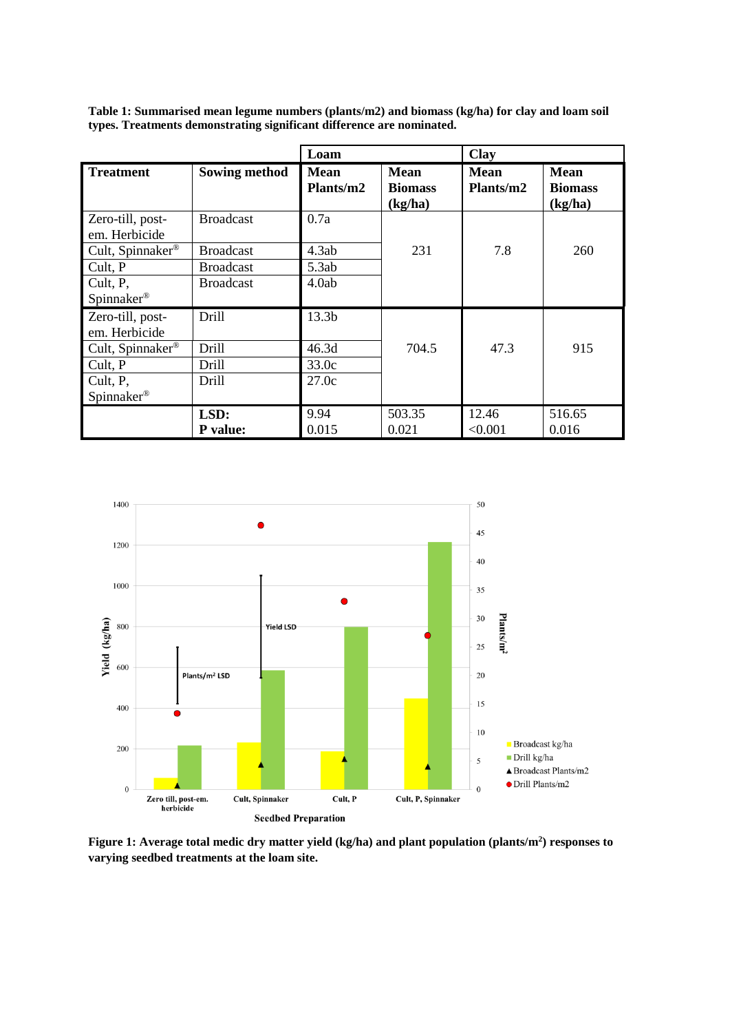**Table 1: Summarised mean legume numbers (plants/m2) and biomass (kg/ha) for clay and loam soil types. Treatments demonstrating significant difference are nominated.**

| | | Loam | | Clay | |
|---|---|---|---|---|---|
| **Treatment** | **Sowing method** | **Mean Plants/m2** | **Mean Biomass (kg/ha)** | **Mean Plants/m2** | **Mean Biomass (kg/ha)** |
| Zero-till, post-em. Herbicide | Broadcast | 0.7a | 231 | 7.8 | 260 |
| Cult, Spinnaker® | Broadcast | 4.3ab | | | |
| Cult, P | Broadcast | 5.3ab | | | |
| Cult, P, Spinnaker® | Broadcast | 4.0ab | | | |
| Zero-till, post-em. Herbicide | Drill | 13.3b | 704.5 | 47.3 | 915 |
| Cult, Spinnaker® | Drill | 46.3d | | | |
| Cult, P | Drill | 33.0c | | | |
| Cult, P, Spinnaker® | Drill | 27.0c | | | |
| | **LSD:** | 9.94 | 503.35 | 12.46 | 516.65 |
| | **P value:** | 0.015 | 0.021 | <0.001 | 0.016 |

**Figure 1: Average total medic dry matter yield (kg/ha) and plant population (plants/m²) responses to varying seedbed treatments at the loam site.**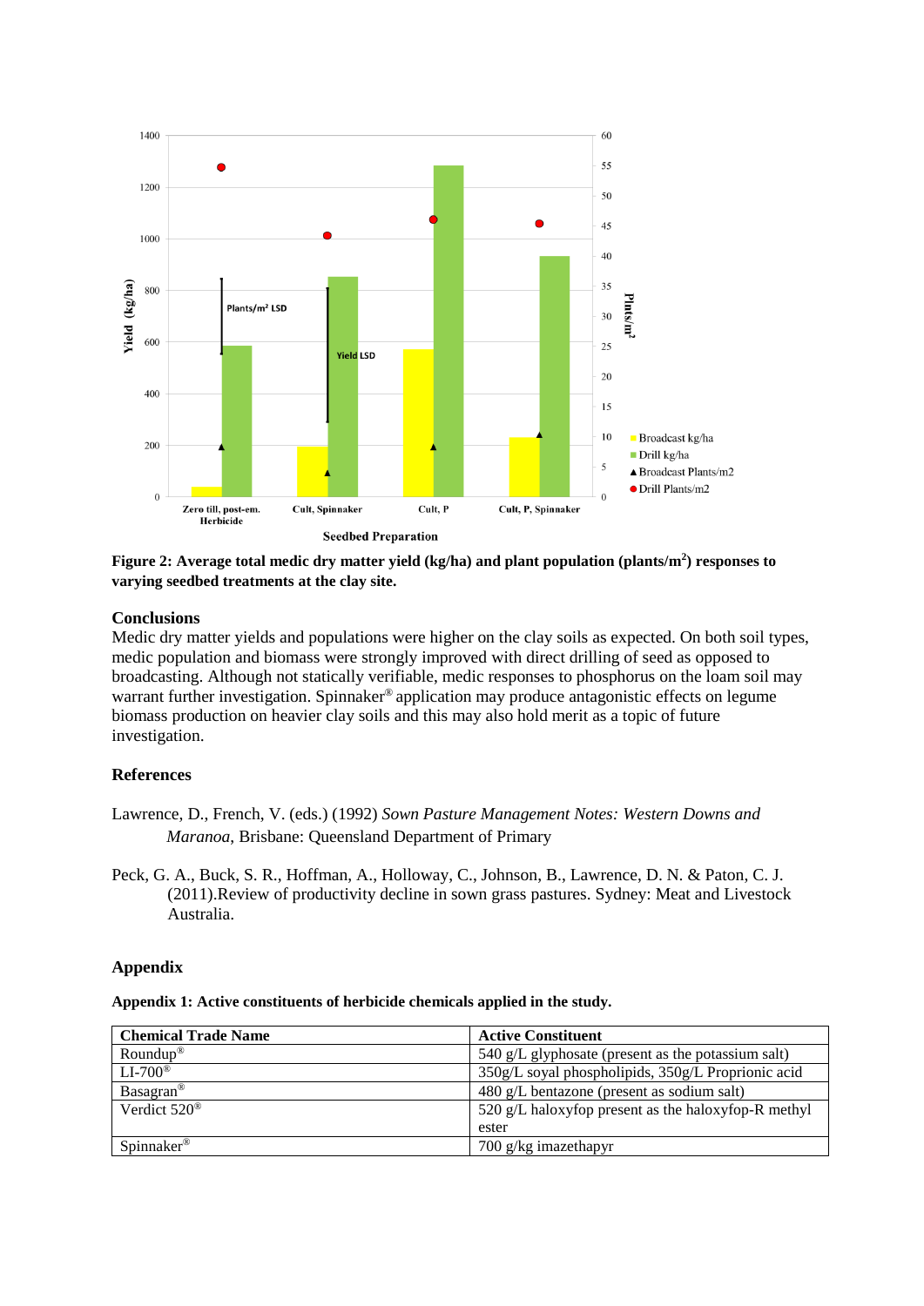1400
1200
1000
800
600
400
200
0

60
55
50
45
40
35
30
25
20
15
10
5
0

Yield (kg/ha)

Plnts/m²

Plants/m² LSD

Yield LSD

Zero till, post-em. Herbicide

Cult, Spinnaker

Cult, P

Cult, P, Spinnaker

Seedbed Preparation

Broadcast kg/ha
Drill kg/ha
▲Broadcast Plants/m2
●Drill Plants/m2

**Figure 2: Average total medic dry matter yield (kg/ha) and plant population (plants/m$^2$) responses to varying seedbed treatments at the clay site.**

## Conclusions

Medic dry matter yields and populations were higher on the clay soils as expected. On both soil types, medic population and biomass were strongly improved with direct drilling of seed as opposed to broadcasting. Although not statically verifiable, medic responses to phosphorus on the loam soil may warrant further investigation. Spinnaker® application may produce antagonistic effects on legume biomass production on heavier clay soils and this may also hold merit as a topic of future investigation.

## References

Lawrence, D., French, V. (eds.) (1992) *Sown Pasture Management Notes: Western Downs and Maranoa*, Brisbane: Queensland Department of Primary

Peck, G. A., Buck, S. R., Hoffman, A., Holloway, C., Johnson, B., Lawrence, D. N. & Paton, C. J. (2011).Review of productivity decline in sown grass pastures. Sydney: Meat and Livestock Australia.

## Appendix

**Appendix 1: Active constituents of herbicide chemicals applied in the study.**

| Chemical Trade Name | Active Constituent |
|---|---|
| Roundup® | 540 g/L glyphosate (present as the potassium salt) |
| LI-700® | 350g/L soyal phospholipids, 350g/L Proprionic acid |
| Basagran® | 480 g/L bentazone (present as sodium salt) |
| Verdict 520® | 520 g/L haloxyfop present as the haloxyfop-R methyl ester |
| Spinnaker® | 700 g/kg imazethapyr |